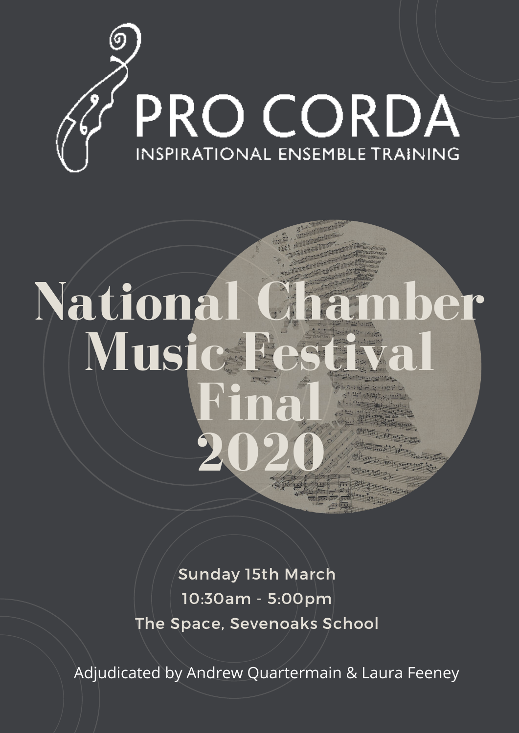# PRO CORDA

INSPIRATIONAL ENSEMBLE TRAINING

# National Chamber Music Festival Final 2020

Sunday 15th March

10:30am - 5:00pm

The Space, Sevenoaks School

Adjudicated by Andrew Quartermain & Laura Feeney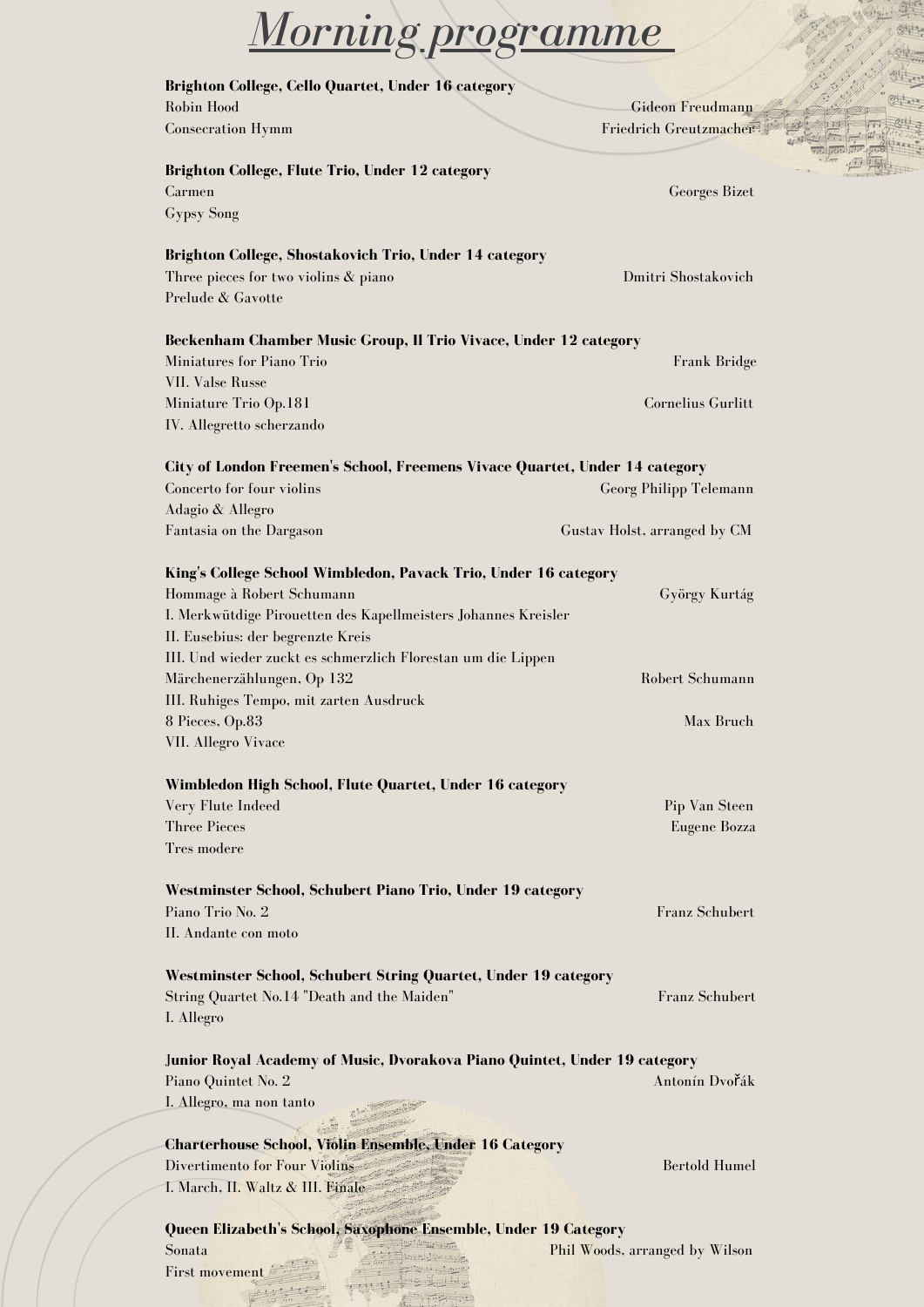// Morning programme

# *Morning programme*

**Brighton College, Cello Quartet, Under 16 category**

Robin Hood — Gideon Freudmann
Consecration Hymm — Friedrich Greutzmacher

**Brighton College, Flute Trio, Under 12 category**

Carmen — Georges Bizet
Gypsy Song

**Brighton College, Shostakovich Trio, Under 14 category**

Three pieces for two violins & piano — Dmitri Shostakovich
Prelude & Gavotte

**Beckenham Chamber Music Group, Il Trio Vivace, Under 12 category**

Miniatures for Piano Trio — Frank Bridge
VII. Valse Russe
Miniature Trio Op.181 — Cornelius Gurlitt
IV. Allegretto scherzando

**City of London Freemen's School, Freemens Vivace Quartet, Under 14 category**

Concerto for four violins — Georg Philipp Telemann
Adagio & Allegro
Fantasia on the Dargason — Gustav Holst, arranged by CM

**King's College School Wimbledon, Pavack Trio, Under 16 category**

Hommage à Robert Schumann — György Kurtág
I. Merkwütdige Pirouetten des Kapellmeisters Johannes Kreisler
II. Eusebius: der begrenzte Kreis
III. Und wieder zuckt es schmerzlich Florestan um die Lippen
Märchenerzählungen, Op 132 — Robert Schumann
III. Ruhiges Tempo, mit zarten Ausdruck
8 Pieces, Op.83 — Max Bruch
VII. Allegro Vivace

**Wimbledon High School, Flute Quartet, Under 16 category**

Very Flute Indeed — Pip Van Steen
Three Pieces — Eugene Bozza
Tres modere

**Westminster School, Schubert Piano Trio, Under 19 category**

Piano Trio No. 2 — Franz Schubert
II. Andante con moto

**Westminster School, Schubert String Quartet, Under 19 category**

String Quartet No.14 "Death and the Maiden" — Franz Schubert
I. Allegro

**Junior Royal Academy of Music, Dvorakova Piano Quintet, Under 19 category**

Piano Quintet No. 2 — Antonín Dvořák
I. Allegro, ma non tanto

**Charterhouse School, Violin Ensemble, Under 16 Category**

Divertimento for Four Violins — Bertold Humel
I. March, II. Waltz & III. Finale

**Queen Elizabeth's School, Saxophone Ensemble, Under 19 Category**

Sonata — Phil Woods, arranged by Wilson
First movement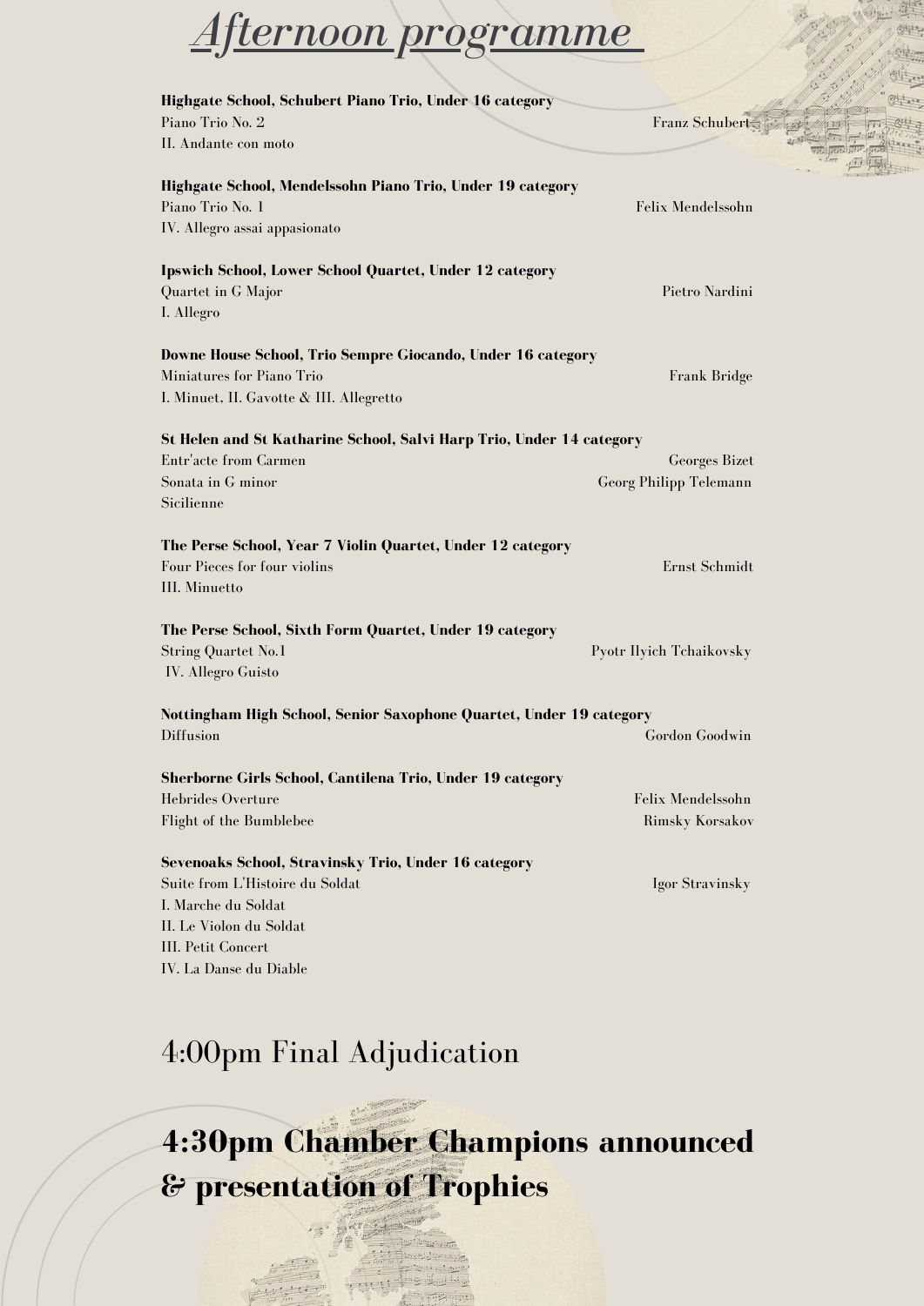# *Afternoon programme*

**Highgate School, Schubert Piano Trio, Under 16 category**
Piano Trio No. 2 — Franz Schubert
II. Andante con moto

**Highgate School, Mendelssohn Piano Trio, Under 19 category**
Piano Trio No. 1 — Felix Mendelssohn
IV. Allegro assai appasionato

**Ipswich School, Lower School Quartet, Under 12 category**
Quartet in G Major — Pietro Nardini
I. Allegro

**Downe House School, Trio Sempre Giocando, Under 16 category**
Miniatures for Piano Trio — Frank Bridge
I. Minuet, II. Gavotte & III. Allegretto

**St Helen and St Katharine School, Salvi Harp Trio, Under 14 category**
Entr'acte from Carmen — Georges Bizet
Sonata in G minor — Georg Philipp Telemann
Sicilienne

**The Perse School, Year 7 Violin Quartet, Under 12 category**
Four Pieces for four violins — Ernst Schmidt
III. Minuetto

**The Perse School, Sixth Form Quartet, Under 19 category**
String Quartet No.1 — Pyotr Ilyich Tchaikovsky
IV. Allegro Guisto

**Nottingham High School, Senior Saxophone Quartet, Under 19 category**
Diffusion — Gordon Goodwin

**Sherborne Girls School, Cantilena Trio, Under 19 category**
Hebrides Overture — Felix Mendelssohn
Flight of the Bumblebee — Rimsky Korsakov

**Sevenoaks School, Stravinsky Trio, Under 16 category**
Suite from L'Histoire du Soldat — Igor Stravinsky
I. Marche du Soldat
II. Le Violon du Soldat
III. Petit Concert
IV. La Danse du Diable

## 4:00pm Final Adjudication

## **4:30pm Chamber Champions announced & presentation of Trophies**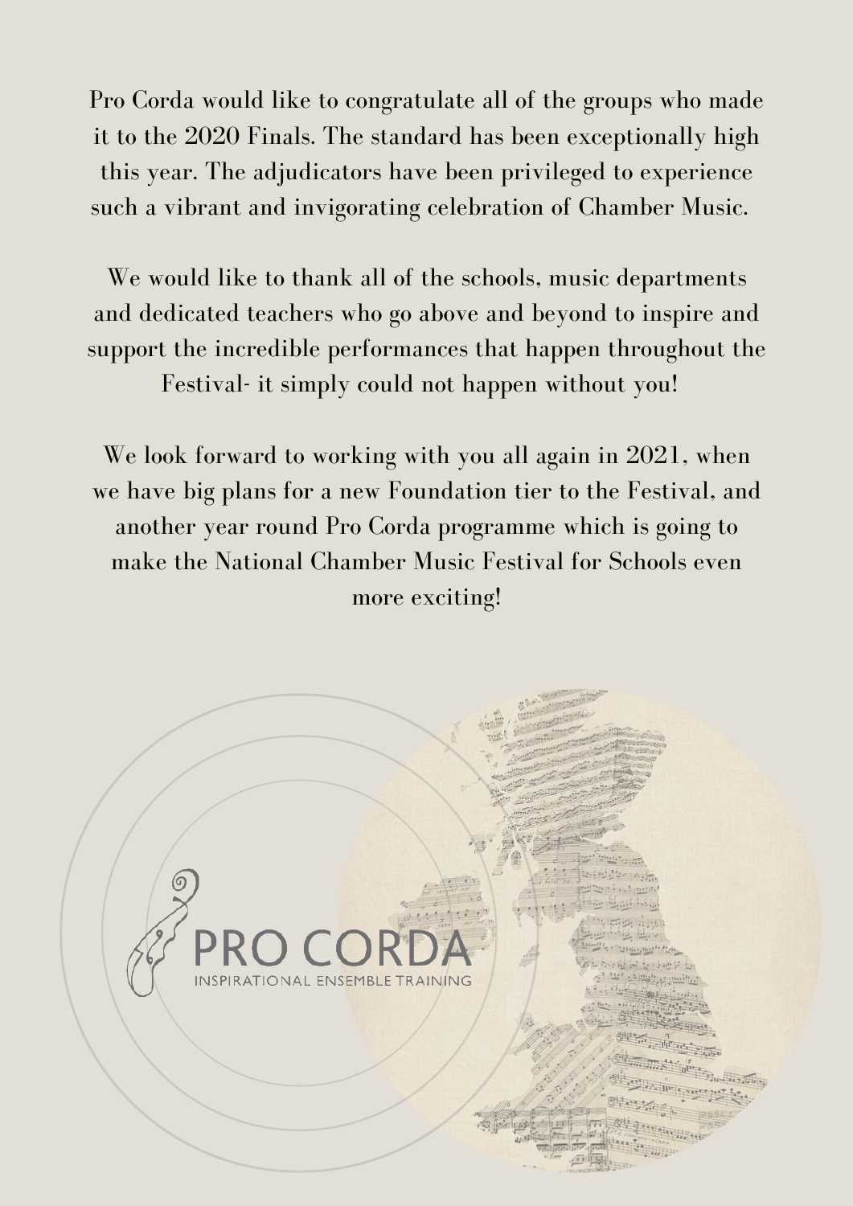Pro Corda would like to congratulate all of the groups who made it to the 2020 Finals. The standard has been exceptionally high this year. The adjudicators have been privileged to experience such a vibrant and invigorating celebration of Chamber Music.

We would like to thank all of the schools, music departments and dedicated teachers who go above and beyond to inspire and support the incredible performances that happen throughout the Festival- it simply could not happen without you!

We look forward to working with you all again in 2021, when we have big plans for a new Foundation tier to the Festival, and another year round Pro Corda programme which is going to make the National Chamber Music Festival for Schools even more exciting!

PRO CORDA

INSPIRATIONAL ENSEMBLE TRAINING